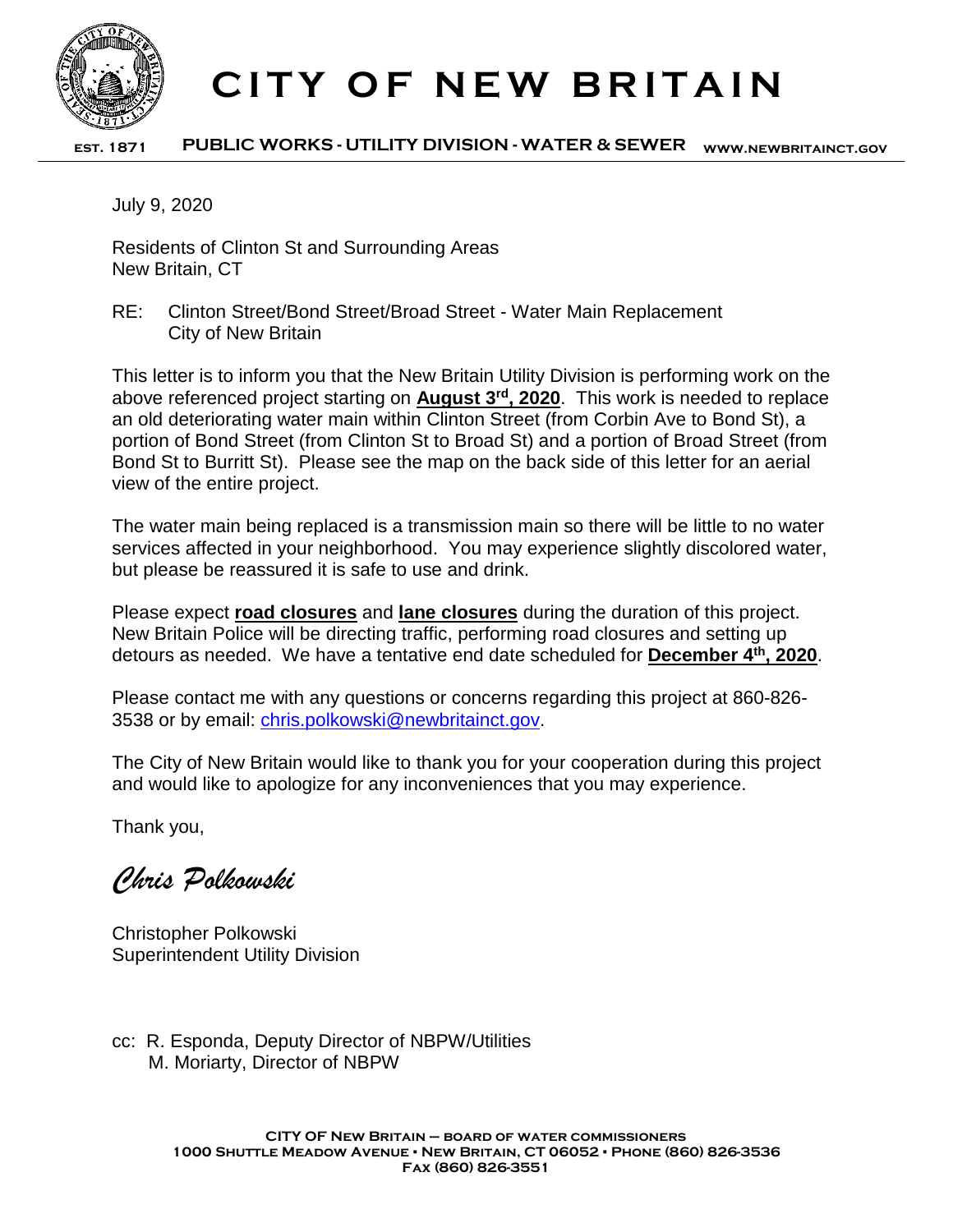# CITY OF NEW BRITAIN

**EST. 1871** **PUBLIC WORKS - UTILITY DIVISION - WATER & SEWER** **WWW.NEWBRITAINCT.GOV**

July 9, 2020

Residents of Clinton St and Surrounding Areas
New Britain, CT

RE: Clinton Street/Bond Street/Broad Street - Water Main Replacement
City of New Britain

This letter is to inform you that the New Britain Utility Division is performing work on the above referenced project starting on **August 3rd, 2020**. This work is needed to replace an old deteriorating water main within Clinton Street (from Corbin Ave to Bond St), a portion of Bond Street (from Clinton St to Broad St) and a portion of Broad Street (from Bond St to Burritt St). Please see the map on the back side of this letter for an aerial view of the entire project.

The water main being replaced is a transmission main so there will be little to no water services affected in your neighborhood. You may experience slightly discolored water, but please be reassured it is safe to use and drink.

Please expect **road closures** and **lane closures** during the duration of this project. New Britain Police will be directing traffic, performing road closures and setting up detours as needed. We have a tentative end date scheduled for **December 4th, 2020**.

Please contact me with any questions or concerns regarding this project at 860-826-3538 or by email: chris.polkowski@newbritainct.gov.

The City of New Britain would like to thank you for your cooperation during this project and would like to apologize for any inconveniences that you may experience.

Thank you,

*Chris Polkowski*

Christopher Polkowski
Superintendent Utility Division

cc: R. Esponda, Deputy Director of NBPW/Utilities
M. Moriarty, Director of NBPW

**CITY OF NEW BRITAIN – BOARD OF WATER COMMISSIONERS**
**1000 SHUTTLE MEADOW AVENUE • NEW BRITAIN, CT 06052 • PHONE (860) 826-3536**
**FAX (860) 826-3551**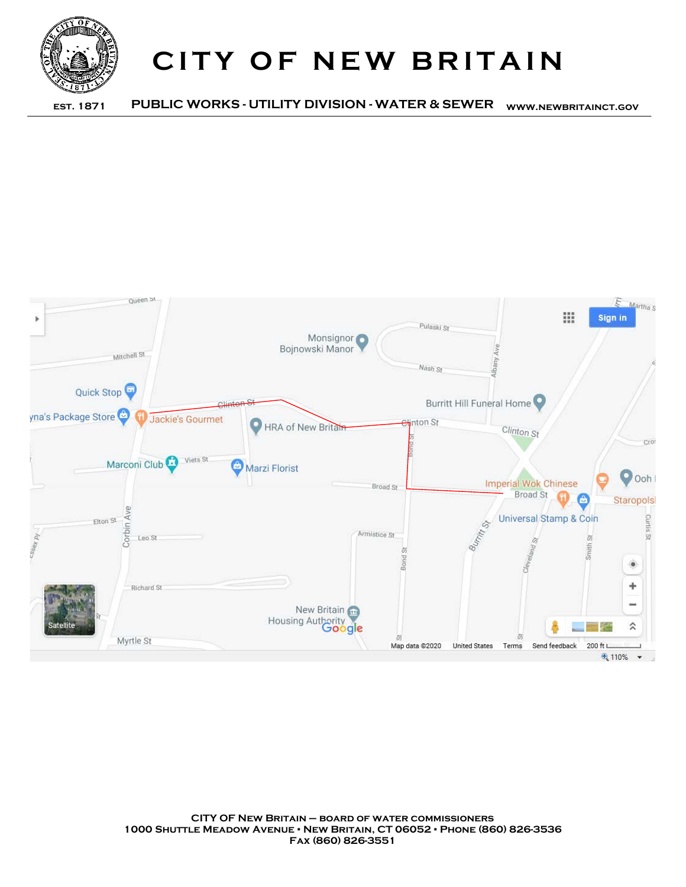# CITY OF NEW BRITAIN

EST. 1871 PUBLIC WORKS - UTILITY DIVISION - WATER & SEWER WWW.NEWBRITAINCT.GOV

Queen St
Martha St
Sign in
Pulaski St
Monsignor Bojnowski Manor
Mitchell St
Nash St
Albany Ave
Quick Stop
Clinton St
Burritt Hill Funeral Home
yna's Package Store
Jackie's Gourmet
HRA of New Britain
Clinton St
Clinton St
Bond St
Marconi Club
Viets St
Marzi Florist
Imperial Wok Chinese
Broad St
Broad St
Staropolsk
Universal Stamp & Coin
Elton St
Corbin Ave
Leo St
Armistice St
Burritt St
Cleveland St
Smith St
Curtis St
Richard St
Bond St
Satellite
New Britain Housing Authority
Myrtle St
Map data ©2020 United States Terms Send feedback 200 ft
110%

CITY OF NEW BRITAIN – BOARD OF WATER COMMISSIONERS
1000 SHUTTLE MEADOW AVENUE • NEW BRITAIN, CT 06052 • PHONE (860) 826-3536
FAX (860) 826-3551